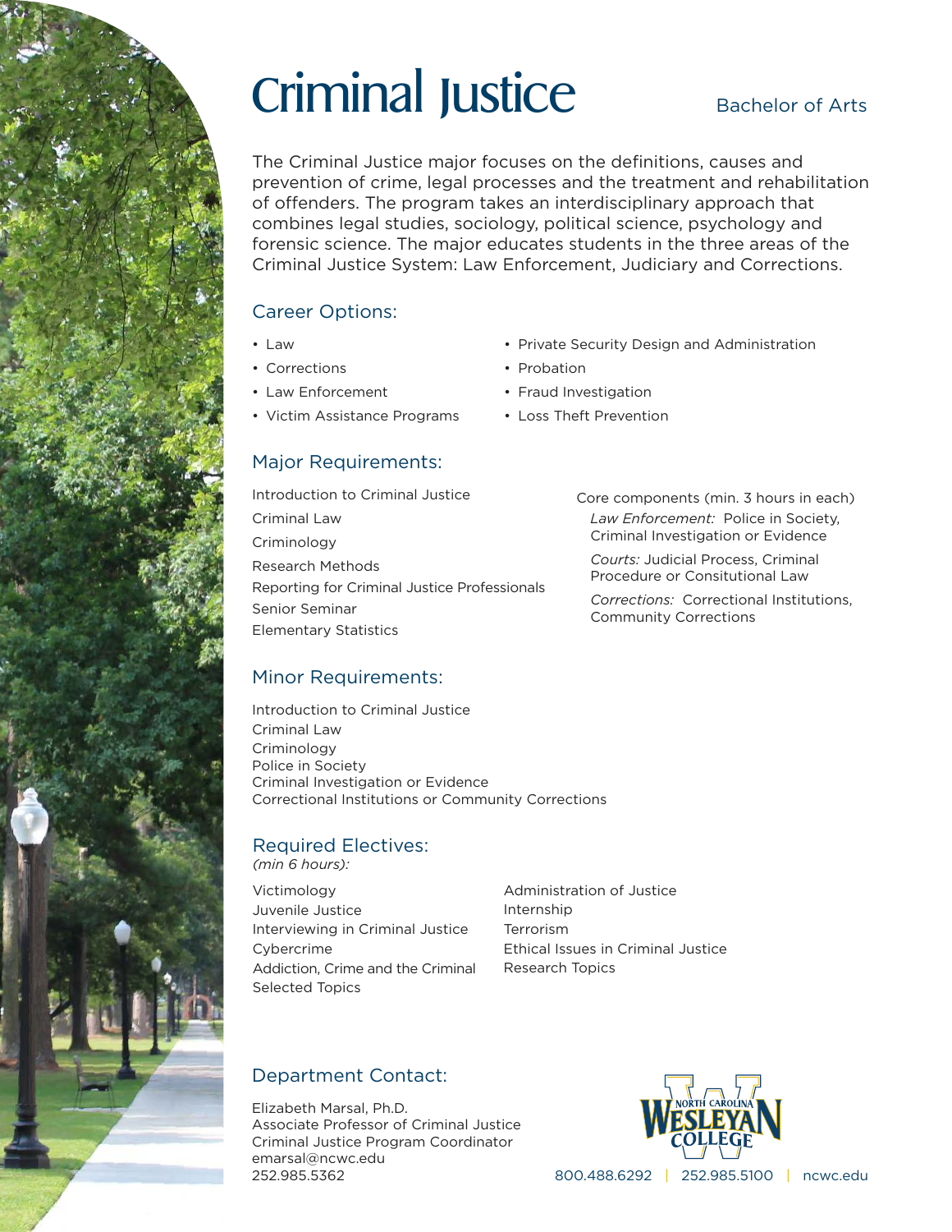# Criminal Justice

Bachelor of Arts

The Criminal Justice major focuses on the definitions, causes and prevention of crime, legal processes and the treatment and rehabilitation of offenders. The program takes an interdisciplinary approach that combines legal studies, sociology, political science, psychology and forensic science. The major educates students in the three areas of the Criminal Justice System: Law Enforcement, Judiciary and Corrections.

## Career Options:

- Law
- Corrections
- Law Enforcement
- Victim Assistance Programs
- Private Security Design and Administration
- Probation
- Fraud Investigation
- Loss Theft Prevention

## Major Requirements:

Introduction to Criminal Justice
Criminal Law
Criminology
Research Methods
Reporting for Criminal Justice Professionals
Senior Seminar
Elementary Statistics

Core components (min. 3 hours in each)

*Law Enforcement:* Police in Society, Criminal Investigation or Evidence

*Courts:* Judicial Process, Criminal Procedure or Consitutional Law

*Corrections:* Correctional Institutions, Community Corrections

## Minor Requirements:

Introduction to Criminal Justice
Criminal Law
Criminology
Police in Society
Criminal Investigation or Evidence
Correctional Institutions or Community Corrections

## Required Electives:

*(min 6 hours):*

Victimology
Juvenile Justice
Interviewing in Criminal Justice
Cybercrime
Addiction, Crime and the Criminal
Selected Topics
Administration of Justice
Internship
Terrorism
Ethical Issues in Criminal Justice
Research Topics

## Department Contact:

Elizabeth Marsal, Ph.D.
Associate Professor of Criminal Justice
Criminal Justice Program Coordinator
emarsal@ncwc.edu
252.985.5362

North Carolina Wesleyan College

800.488.6292 | 252.985.5100 | ncwc.edu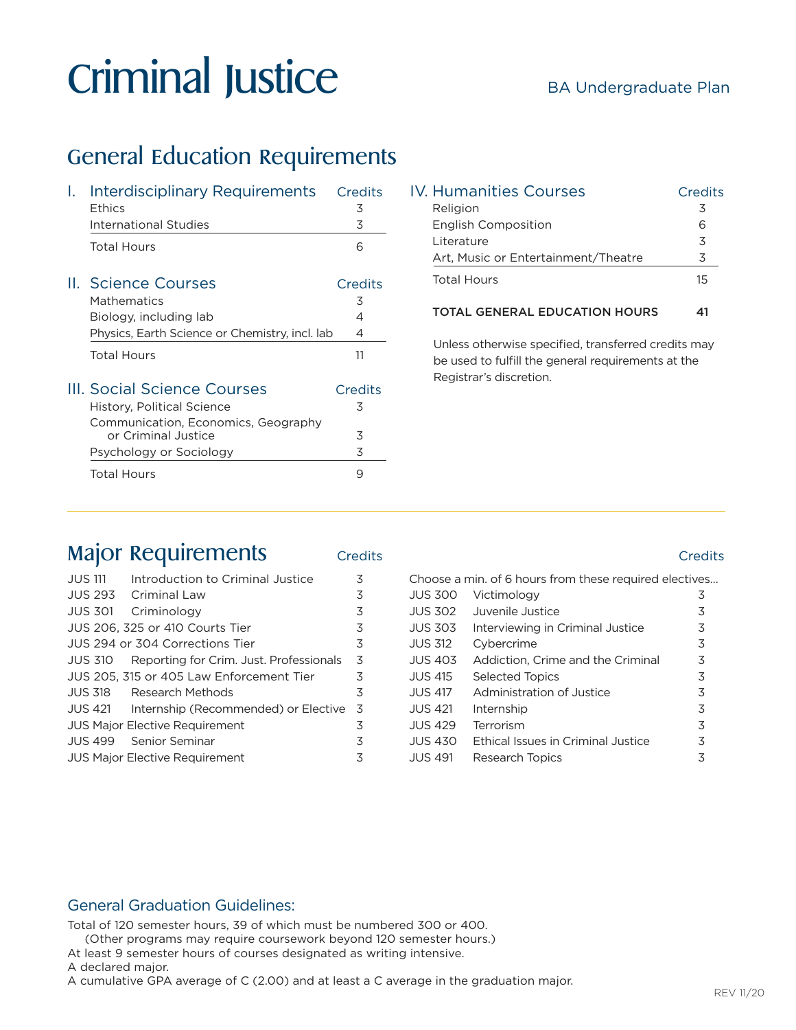# Criminal Justice

BA Undergraduate Plan

## General Education Requirements

### I. Interdisciplinary Requirements

| | Credits |
|---|---|
| Ethics | 3 |
| International Studies | 3 |
| Total Hours | 6 |

### II. Science Courses

| | Credits |
|---|---|
| Mathematics | 3 |
| Biology, including lab | 4 |
| Physics, Earth Science or Chemistry, incl. lab | 4 |
| Total Hours | 11 |

### III. Social Science Courses

| | Credits |
|---|---|
| History, Political Science | 3 |
| Communication, Economics, Geography or Criminal Justice | 3 |
| Psychology or Sociology | 3 |
| Total Hours | 9 |

### IV. Humanities Courses

| | Credits |
|---|---|
| Religion | 3 |
| English Composition | 6 |
| Literature | 3 |
| Art, Music or Entertainment/Theatre | 3 |
| Total Hours | 15 |

**TOTAL GENERAL EDUCATION HOURS 41**

Unless otherwise specified, transferred credits may be used to fulfill the general requirements at the Registrar's discretion.

## Major Requirements

| | | Credits |
|---|---|---|
| JUS 111 | Introduction to Criminal Justice | 3 |
| JUS 293 | Criminal Law | 3 |
| JUS 301 | Criminology | 3 |
| JUS 206, 325 or 410 Courts Tier | | 3 |
| JUS 294 or 304 Corrections Tier | | 3 |
| JUS 310 | Reporting for Crim. Just. Professionals | 3 |
| JUS 205, 315 or 405 Law Enforcement Tier | | 3 |
| JUS 318 | Research Methods | 3 |
| JUS 421 | Internship (Recommended) or Elective | 3 |
| JUS Major Elective Requirement | | 3 |
| JUS 499 | Senior Seminar | 3 |
| JUS Major Elective Requirement | | 3 |

Choose a min. of 6 hours from these required electives...

| | | Credits |
|---|---|---|
| JUS 300 | Victimology | 3 |
| JUS 302 | Juvenile Justice | 3 |
| JUS 303 | Interviewing in Criminal Justice | 3 |
| JUS 312 | Cybercrime | 3 |
| JUS 403 | Addiction, Crime and the Criminal | 3 |
| JUS 415 | Selected Topics | 3 |
| JUS 417 | Administration of Justice | 3 |
| JUS 421 | Internship | 3 |
| JUS 429 | Terrorism | 3 |
| JUS 430 | Ethical Issues in Criminal Justice | 3 |
| JUS 491 | Research Topics | 3 |

### General Graduation Guidelines:

Total of 120 semester hours, 39 of which must be numbered 300 or 400.
(Other programs may require coursework beyond 120 semester hours.)
At least 9 semester hours of courses designated as writing intensive.
A declared major.
A cumulative GPA average of C (2.00) and at least a C average in the graduation major.

REV 11/20